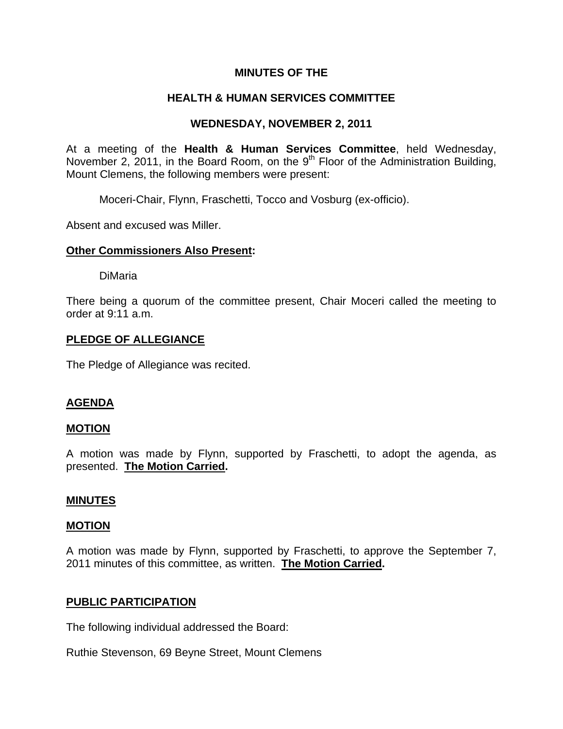**MINUTES OF THE**

**HEALTH & HUMAN SERVICES COMMITTEE**

**WEDNESDAY, NOVEMBER 2, 2011**

At a meeting of the **Health & Human Services Committee**, held Wednesday, November 2, 2011, in the Board Room, on the 9th Floor of the Administration Building, Mount Clemens, the following members were present:

Moceri-Chair, Flynn, Fraschetti, Tocco and Vosburg (ex-officio).

Absent and excused was Miller.

**Other Commissioners Also Present:**

DiMaria

There being a quorum of the committee present, Chair Moceri called the meeting to order at 9:11 a.m.

**PLEDGE OF ALLEGIANCE**

The Pledge of Allegiance was recited.

**AGENDA**

**MOTION**

A motion was made by Flynn, supported by Fraschetti, to adopt the agenda, as presented. **The Motion Carried.**

**MINUTES**

**MOTION**

A motion was made by Flynn, supported by Fraschetti, to approve the September 7, 2011 minutes of this committee, as written. **The Motion Carried.**

**PUBLIC PARTICIPATION**

The following individual addressed the Board:

Ruthie Stevenson, 69 Beyne Street, Mount Clemens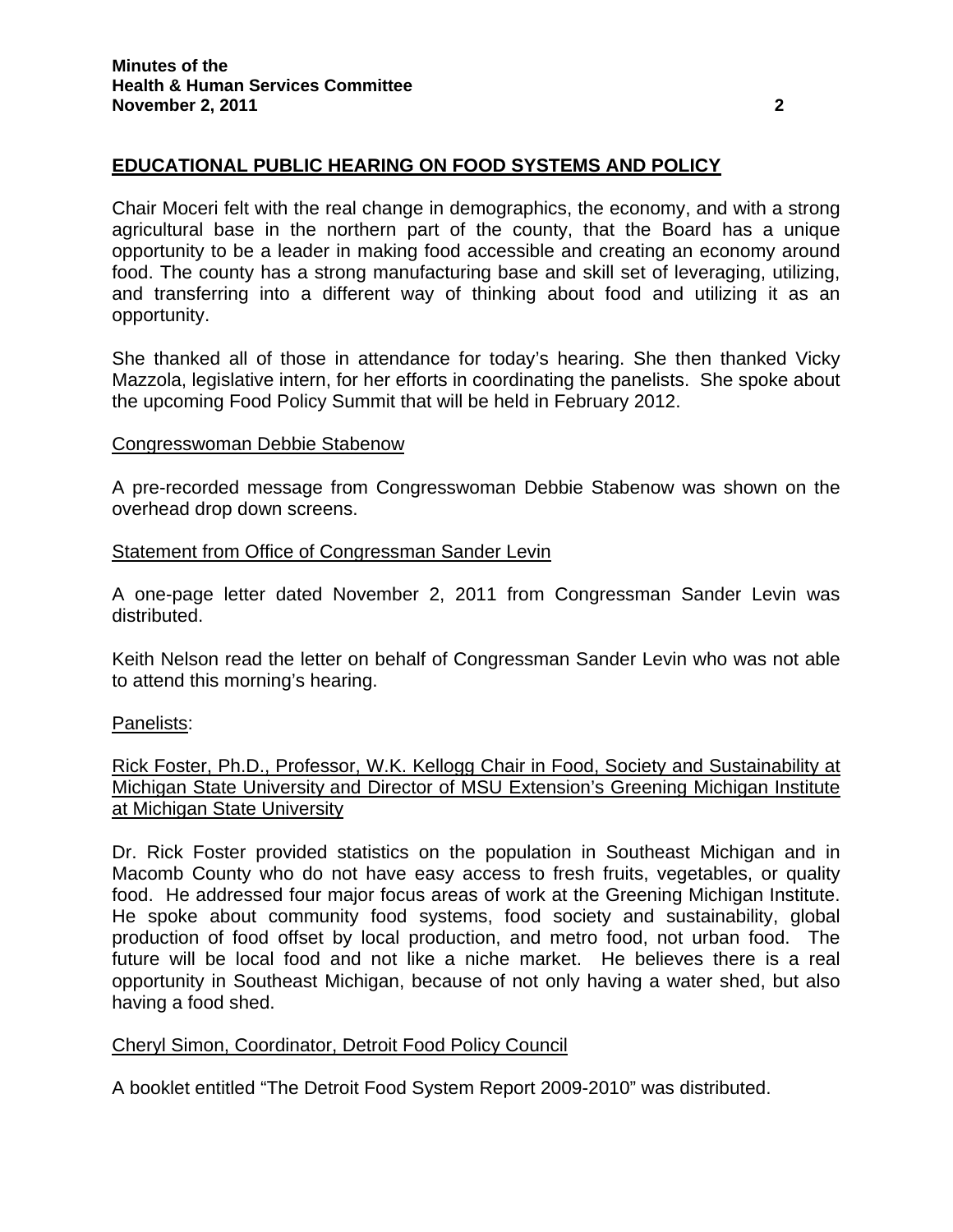## EDUCATIONAL PUBLIC HEARING ON FOOD SYSTEMS AND POLICY

Chair Moceri felt with the real change in demographics, the economy, and with a strong agricultural base in the northern part of the county, that the Board has a unique opportunity to be a leader in making food accessible and creating an economy around food. The county has a strong manufacturing base and skill set of leveraging, utilizing, and transferring into a different way of thinking about food and utilizing it as an opportunity.

She thanked all of those in attendance for today's hearing. She then thanked Vicky Mazzola, legislative intern, for her efforts in coordinating the panelists. She spoke about the upcoming Food Policy Summit that will be held in February 2012.

### Congresswoman Debbie Stabenow

A pre-recorded message from Congresswoman Debbie Stabenow was shown on the overhead drop down screens.

### Statement from Office of Congressman Sander Levin

A one-page letter dated November 2, 2011 from Congressman Sander Levin was distributed.

Keith Nelson read the letter on behalf of Congressman Sander Levin who was not able to attend this morning's hearing.

### Panelists:

#### Rick Foster, Ph.D., Professor, W.K. Kellogg Chair in Food, Society and Sustainability at Michigan State University and Director of MSU Extension's Greening Michigan Institute at Michigan State University

Dr. Rick Foster provided statistics on the population in Southeast Michigan and in Macomb County who do not have easy access to fresh fruits, vegetables, or quality food. He addressed four major focus areas of work at the Greening Michigan Institute. He spoke about community food systems, food society and sustainability, global production of food offset by local production, and metro food, not urban food. The future will be local food and not like a niche market. He believes there is a real opportunity in Southeast Michigan, because of not only having a water shed, but also having a food shed.

#### Cheryl Simon, Coordinator, Detroit Food Policy Council

A booklet entitled "The Detroit Food System Report 2009-2010" was distributed.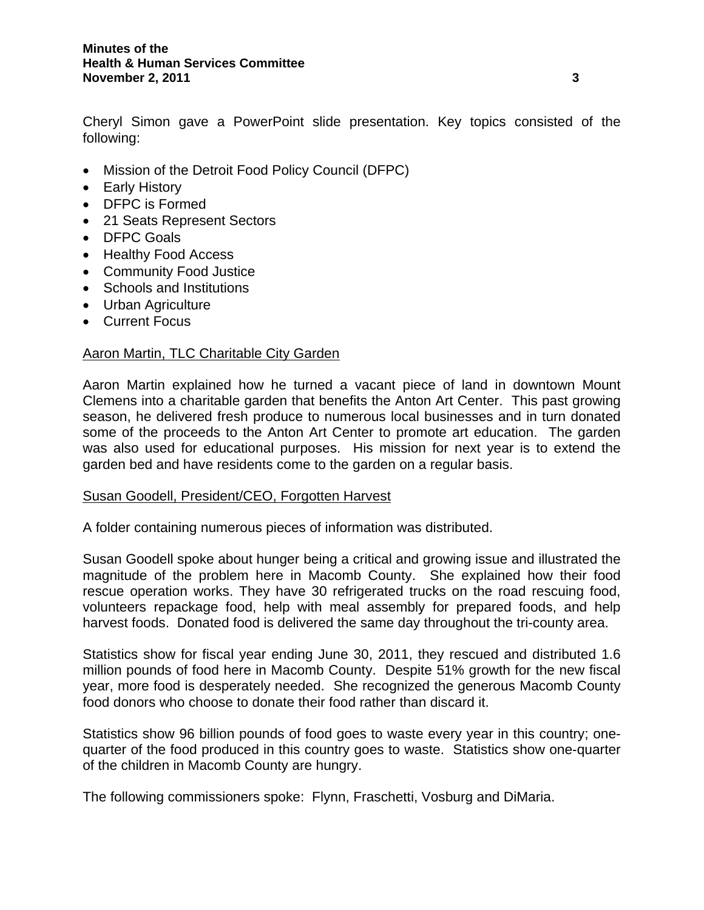Cheryl Simon gave a PowerPoint slide presentation. Key topics consisted of the following:

- Mission of the Detroit Food Policy Council (DFPC)
- Early History
- DFPC is Formed
- 21 Seats Represent Sectors
- DFPC Goals
- Healthy Food Access
- Community Food Justice
- Schools and Institutions
- Urban Agriculture
- Current Focus

<u>Aaron Martin, TLC Charitable City Garden</u>

Aaron Martin explained how he turned a vacant piece of land in downtown Mount Clemens into a charitable garden that benefits the Anton Art Center. This past growing season, he delivered fresh produce to numerous local businesses and in turn donated some of the proceeds to the Anton Art Center to promote art education. The garden was also used for educational purposes. His mission for next year is to extend the garden bed and have residents come to the garden on a regular basis.

<u>Susan Goodell, President/CEO, Forgotten Harvest</u>

A folder containing numerous pieces of information was distributed.

Susan Goodell spoke about hunger being a critical and growing issue and illustrated the magnitude of the problem here in Macomb County. She explained how their food rescue operation works. They have 30 refrigerated trucks on the road rescuing food, volunteers repackage food, help with meal assembly for prepared foods, and help harvest foods. Donated food is delivered the same day throughout the tri-county area.

Statistics show for fiscal year ending June 30, 2011, they rescued and distributed 1.6 million pounds of food here in Macomb County. Despite 51% growth for the new fiscal year, more food is desperately needed. She recognized the generous Macomb County food donors who choose to donate their food rather than discard it.

Statistics show 96 billion pounds of food goes to waste every year in this country; one-quarter of the food produced in this country goes to waste. Statistics show one-quarter of the children in Macomb County are hungry.

The following commissioners spoke: Flynn, Fraschetti, Vosburg and DiMaria.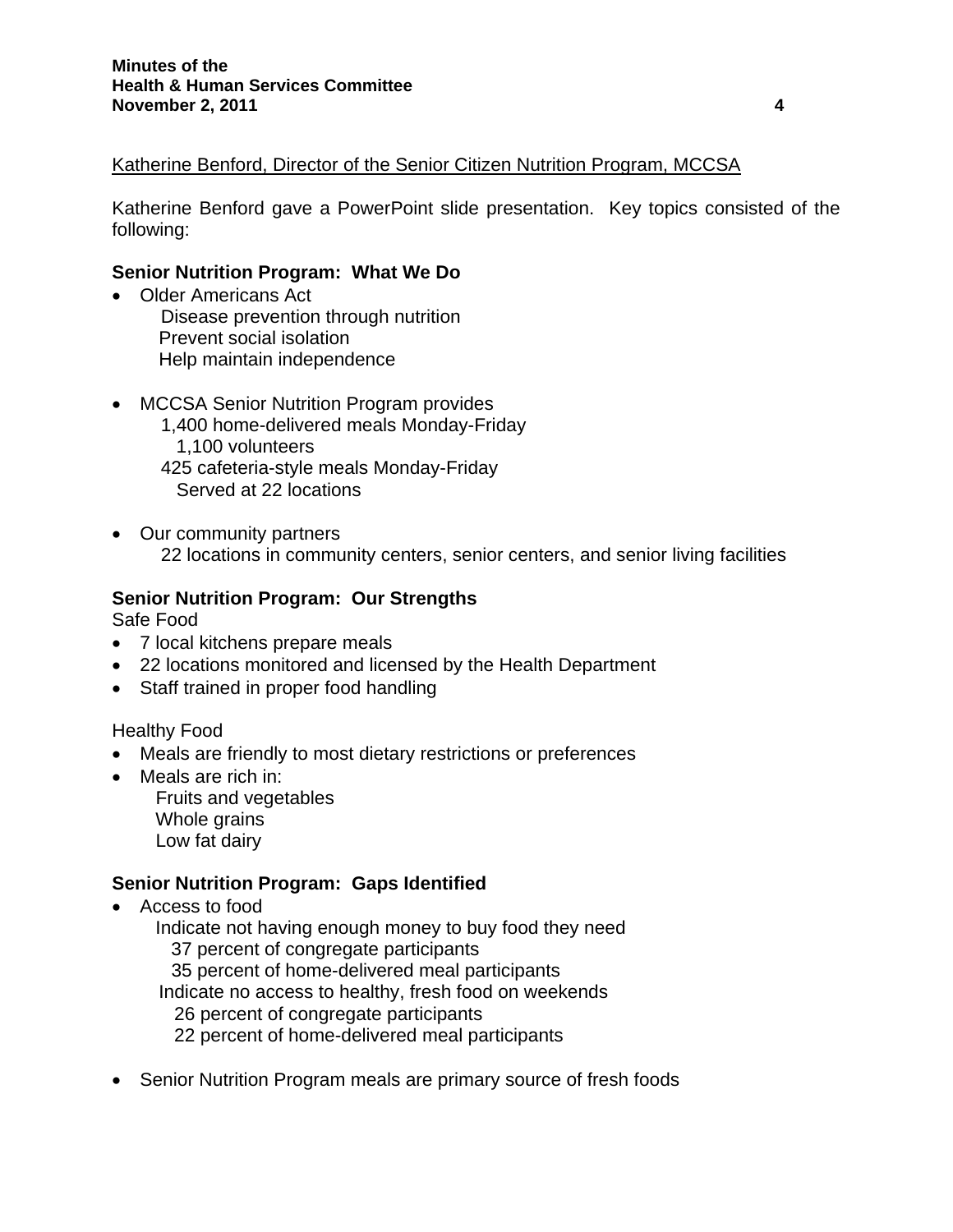Katherine Benford, Director of the Senior Citizen Nutrition Program, MCCSA

Katherine Benford gave a PowerPoint slide presentation. Key topics consisted of the following:

**Senior Nutrition Program: What We Do**

- Older Americans Act
  - Disease prevention through nutrition
  - Prevent social isolation
  - Help maintain independence

- MCCSA Senior Nutrition Program provides
  - 1,400 home-delivered meals Monday-Friday
    - 1,100 volunteers
  - 425 cafeteria-style meals Monday-Friday
    - Served at 22 locations

- Our community partners
  - 22 locations in community centers, senior centers, and senior living facilities

**Senior Nutrition Program: Our Strengths**

Safe Food

- 7 local kitchens prepare meals
- 22 locations monitored and licensed by the Health Department
- Staff trained in proper food handling

Healthy Food

- Meals are friendly to most dietary restrictions or preferences
- Meals are rich in:
  - Fruits and vegetables
  - Whole grains
  - Low fat dairy

**Senior Nutrition Program: Gaps Identified**

- Access to food
  - Indicate not having enough money to buy food they need
    - 37 percent of congregate participants
    - 35 percent of home-delivered meal participants
  - Indicate no access to healthy, fresh food on weekends
    - 26 percent of congregate participants
    - 22 percent of home-delivered meal participants

- Senior Nutrition Program meals are primary source of fresh foods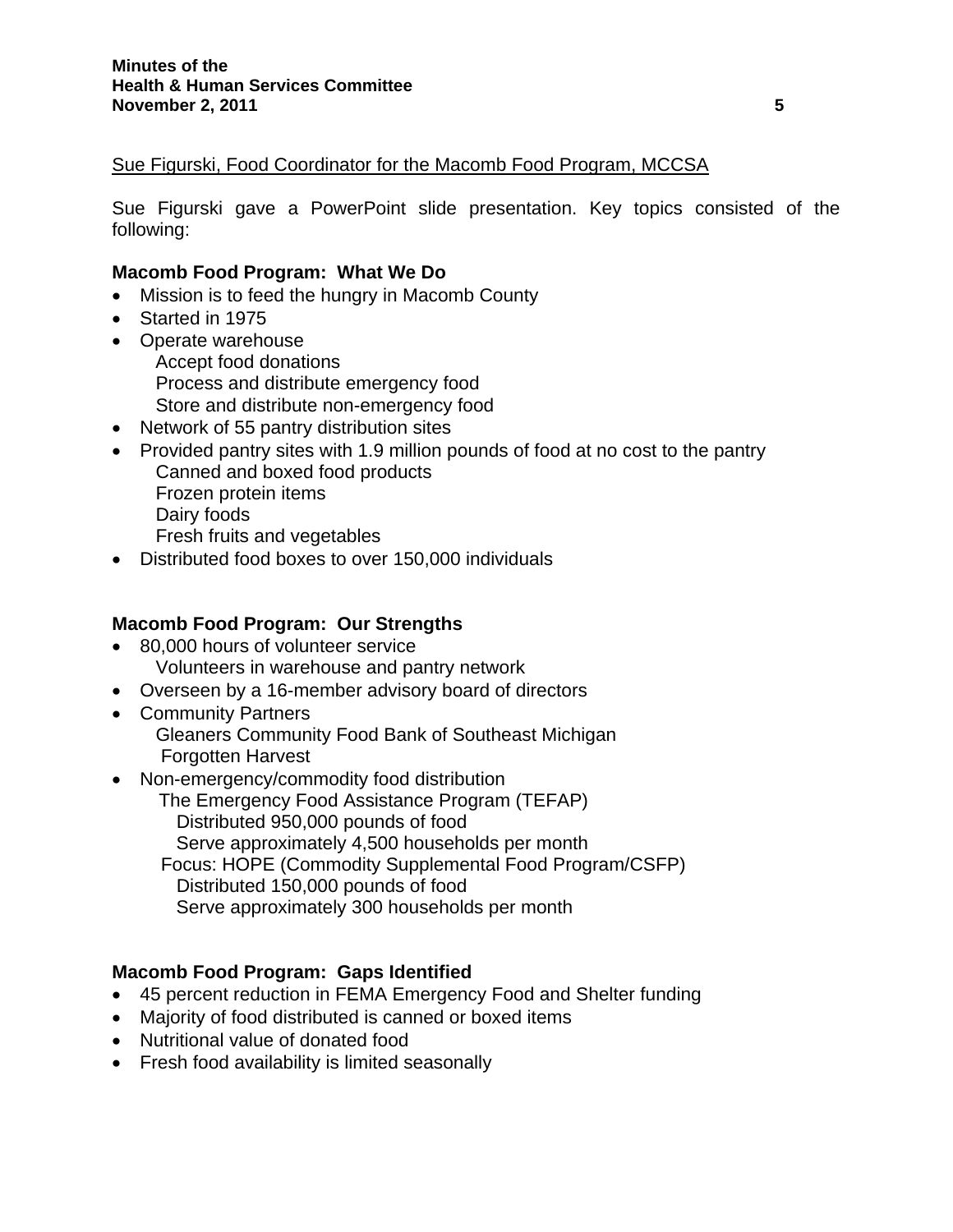<u>Sue Figurski, Food Coordinator for the Macomb Food Program, MCCSA</u>

Sue Figurski gave a PowerPoint slide presentation. Key topics consisted of the following:

**Macomb Food Program: What We Do**

- Mission is to feed the hungry in Macomb County
- Started in 1975
- Operate warehouse
  - Accept food donations
  - Process and distribute emergency food
  - Store and distribute non-emergency food
- Network of 55 pantry distribution sites
- Provided pantry sites with 1.9 million pounds of food at no cost to the pantry
  - Canned and boxed food products
  - Frozen protein items
  - Dairy foods
  - Fresh fruits and vegetables
- Distributed food boxes to over 150,000 individuals

**Macomb Food Program: Our Strengths**

- 80,000 hours of volunteer service
  - Volunteers in warehouse and pantry network
- Overseen by a 16-member advisory board of directors
- Community Partners
  - Gleaners Community Food Bank of Southeast Michigan
  - Forgotten Harvest
- Non-emergency/commodity food distribution
  - The Emergency Food Assistance Program (TEFAP)
    - Distributed 950,000 pounds of food
    - Serve approximately 4,500 households per month
  - Focus: HOPE (Commodity Supplemental Food Program/CSFP)
    - Distributed 150,000 pounds of food
    - Serve approximately 300 households per month

**Macomb Food Program: Gaps Identified**

- 45 percent reduction in FEMA Emergency Food and Shelter funding
- Majority of food distributed is canned or boxed items
- Nutritional value of donated food
- Fresh food availability is limited seasonally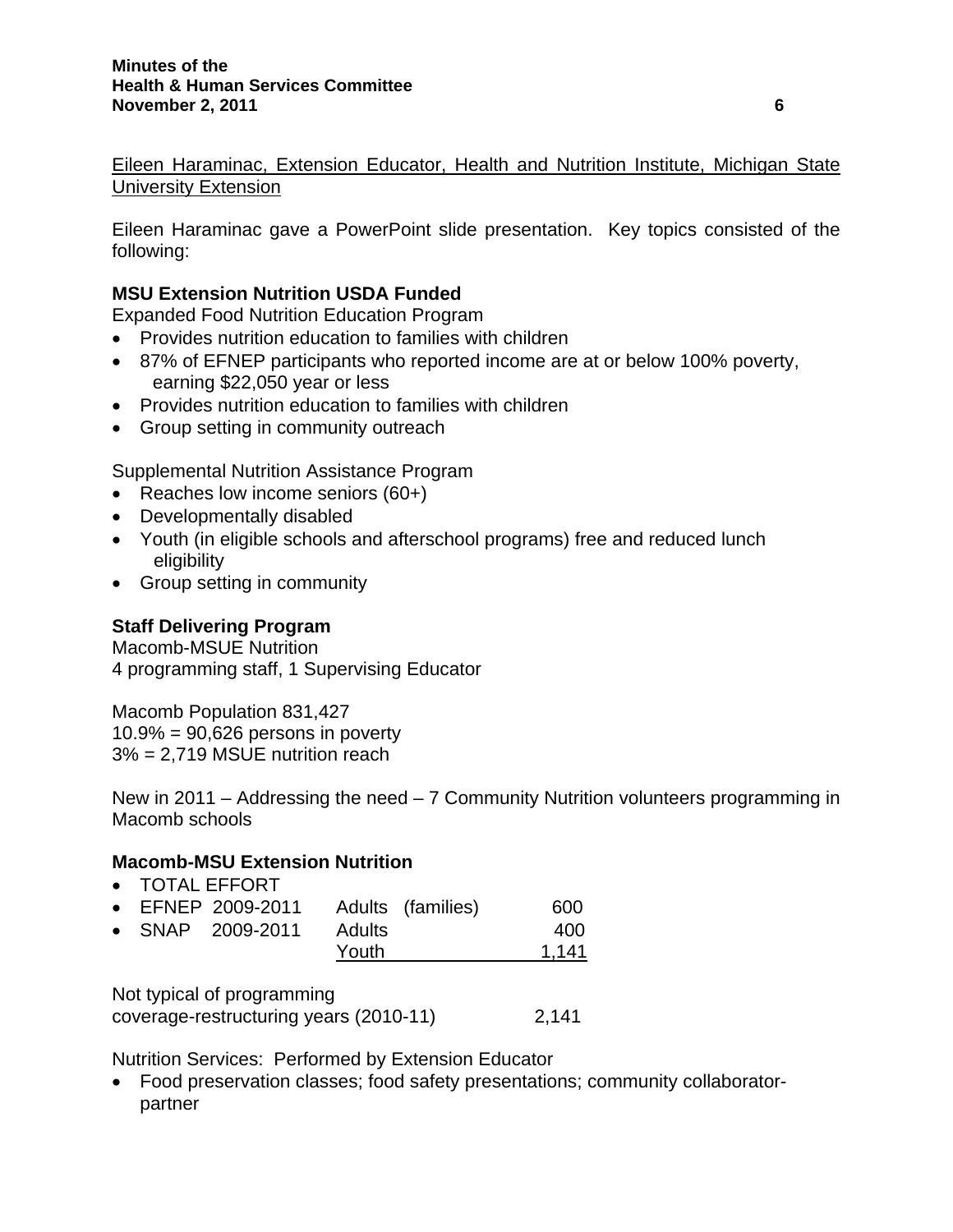Eileen Haraminac, Extension Educator, Health and Nutrition Institute, Michigan State University Extension

Eileen Haraminac gave a PowerPoint slide presentation. Key topics consisted of the following:

**MSU Extension Nutrition USDA Funded**

Expanded Food Nutrition Education Program

- Provides nutrition education to families with children
- 87% of EFNEP participants who reported income are at or below 100% poverty, earning $22,050 year or less
- Provides nutrition education to families with children
- Group setting in community outreach

Supplemental Nutrition Assistance Program

- Reaches low income seniors (60+)
- Developmentally disabled
- Youth (in eligible schools and afterschool programs) free and reduced lunch eligibility
- Group setting in community

**Staff Delivering Program**

Macomb-MSUE Nutrition
4 programming staff, 1 Supervising Educator

Macomb Population 831,427
10.9% = 90,626 persons in poverty
3% = 2,719 MSUE nutrition reach

New in 2011 – Addressing the need – 7 Community Nutrition volunteers programming in Macomb schools

**Macomb-MSU Extension Nutrition**

| | | |
|---|---|---|
| TOTAL EFFORT | | |
| EFNEP 2009-2011 | Adults (families) | 600 |
| SNAP 2009-2011 | Adults | 400 |
| | Youth | 1,141 |

Not typical of programming
coverage-restructuring years (2010-11) 2,141

Nutrition Services: Performed by Extension Educator

- Food preservation classes; food safety presentations; community collaborator-partner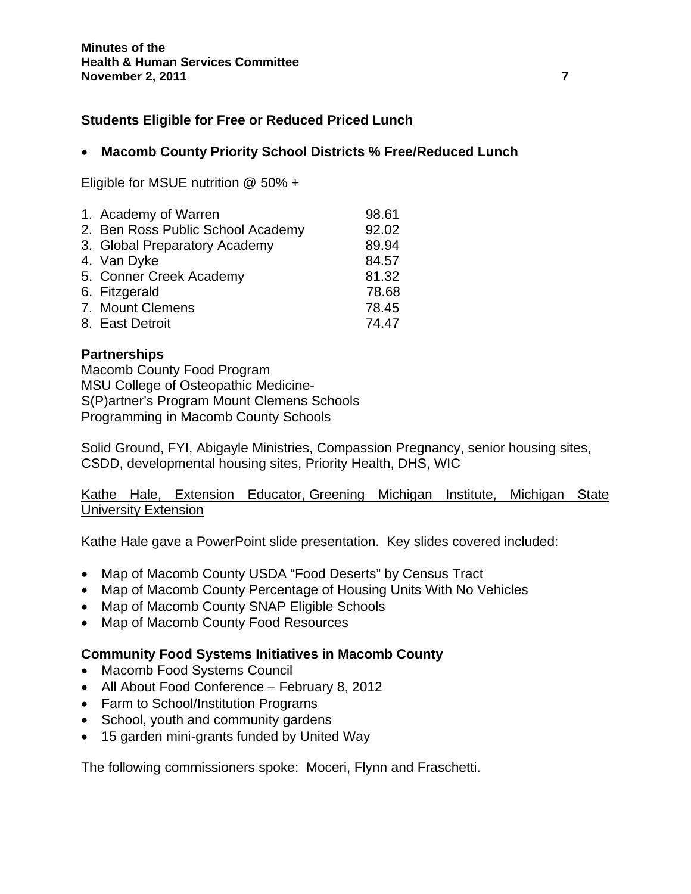**Students Eligible for Free or Reduced Priced Lunch**

- **Macomb County Priority School Districts % Free/Reduced Lunch**

Eligible for MSUE nutrition @ 50% +

| | |
|---|---|
| 1. Academy of Warren | 98.61 |
| 2. Ben Ross Public School Academy | 92.02 |
| 3. Global Preparatory Academy | 89.94 |
| 4. Van Dyke | 84.57 |
| 5. Conner Creek Academy | 81.32 |
| 6. Fitzgerald | 78.68 |
| 7. Mount Clemens | 78.45 |
| 8. East Detroit | 74.47 |

**Partnerships**
Macomb County Food Program
MSU College of Osteopathic Medicine-
S(P)artner's Program Mount Clemens Schools
Programming in Macomb County Schools

Solid Ground, FYI, Abigayle Ministries, Compassion Pregnancy, senior housing sites, CSDD, developmental housing sites, Priority Health, DHS, WIC

<u>Kathe Hale, Extension Educator, Greening Michigan Institute, Michigan State University Extension</u>

Kathe Hale gave a PowerPoint slide presentation. Key slides covered included:

- Map of Macomb County USDA "Food Deserts" by Census Tract
- Map of Macomb County Percentage of Housing Units With No Vehicles
- Map of Macomb County SNAP Eligible Schools
- Map of Macomb County Food Resources

**Community Food Systems Initiatives in Macomb County**
- Macomb Food Systems Council
- All About Food Conference – February 8, 2012
- Farm to School/Institution Programs
- School, youth and community gardens
- 15 garden mini-grants funded by United Way

The following commissioners spoke: Moceri, Flynn and Fraschetti.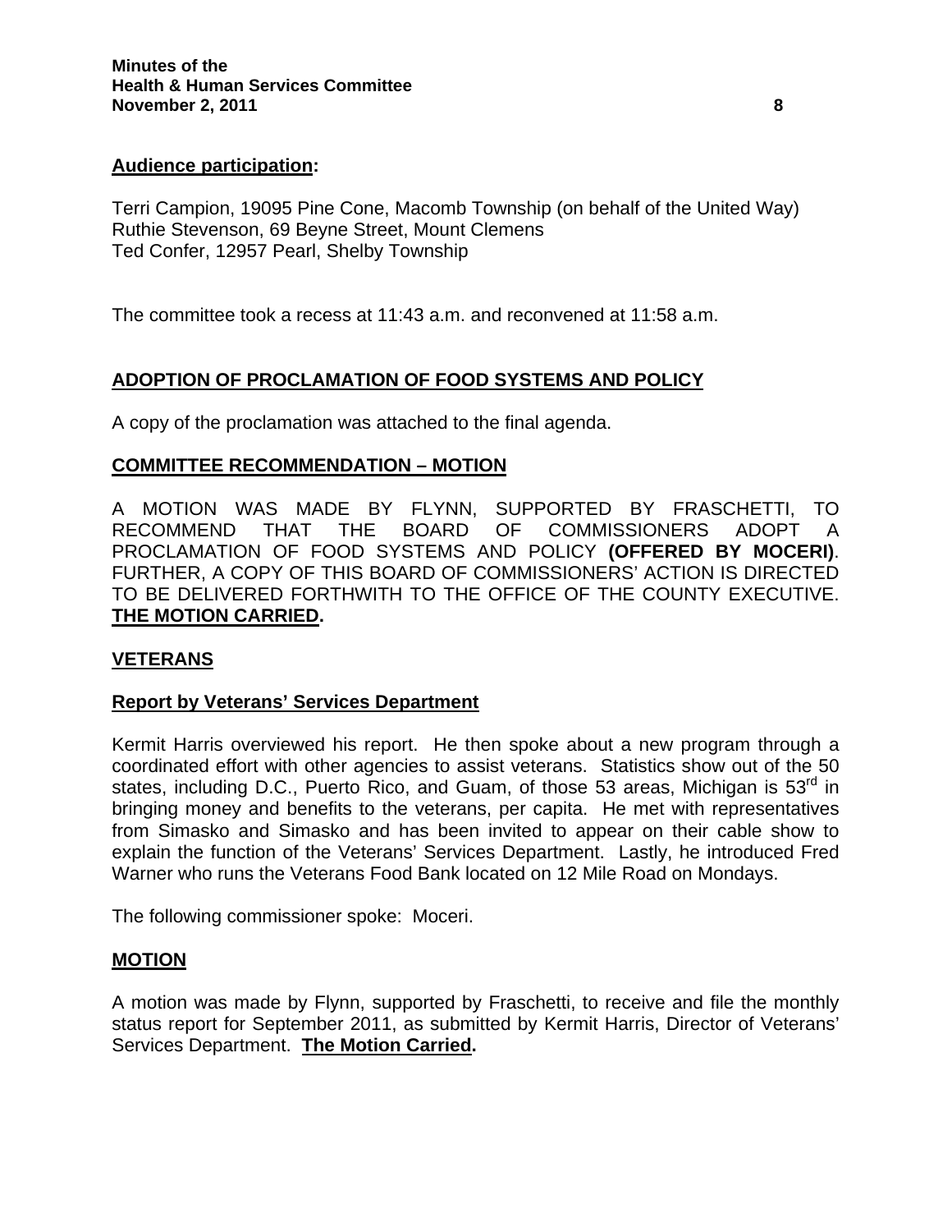**Audience participation:**

Terri Campion, 19095 Pine Cone, Macomb Township (on behalf of the United Way)
Ruthie Stevenson, 69 Beyne Street, Mount Clemens
Ted Confer, 12957 Pearl, Shelby Township

The committee took a recess at 11:43 a.m. and reconvened at 11:58 a.m.

**ADOPTION OF PROCLAMATION OF FOOD SYSTEMS AND POLICY**

A copy of the proclamation was attached to the final agenda.

**COMMITTEE RECOMMENDATION – MOTION**

A MOTION WAS MADE BY FLYNN, SUPPORTED BY FRASCHETTI, TO RECOMMEND THAT THE BOARD OF COMMISSIONERS ADOPT A PROCLAMATION OF FOOD SYSTEMS AND POLICY **(OFFERED BY MOCERI)**. FURTHER, A COPY OF THIS BOARD OF COMMISSIONERS' ACTION IS DIRECTED TO BE DELIVERED FORTHWITH TO THE OFFICE OF THE COUNTY EXECUTIVE. **THE MOTION CARRIED.**

**VETERANS**

**Report by Veterans' Services Department**

Kermit Harris overviewed his report. He then spoke about a new program through a coordinated effort with other agencies to assist veterans. Statistics show out of the 50 states, including D.C., Puerto Rico, and Guam, of those 53 areas, Michigan is 53rd in bringing money and benefits to the veterans, per capita. He met with representatives from Simasko and Simasko and has been invited to appear on their cable show to explain the function of the Veterans' Services Department. Lastly, he introduced Fred Warner who runs the Veterans Food Bank located on 12 Mile Road on Mondays.

The following commissioner spoke: Moceri.

**MOTION**

A motion was made by Flynn, supported by Fraschetti, to receive and file the monthly status report for September 2011, as submitted by Kermit Harris, Director of Veterans' Services Department. **The Motion Carried.**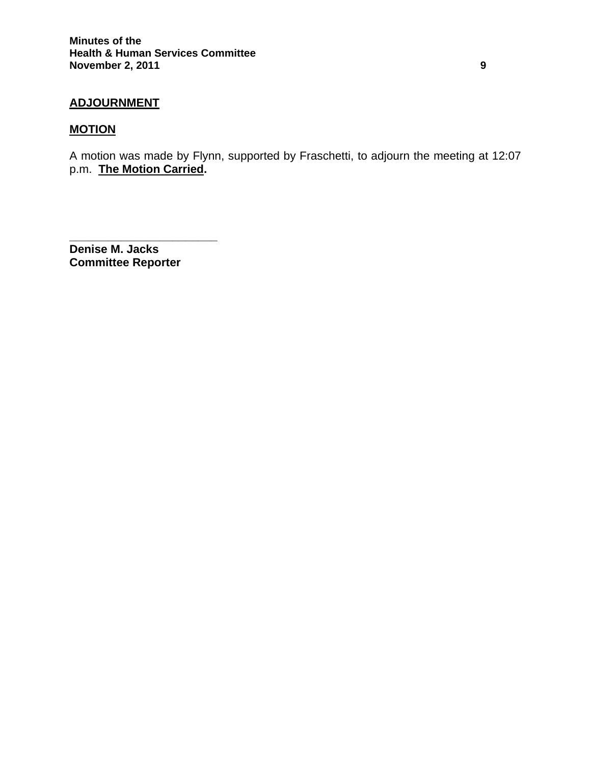**ADJOURNMENT**

**MOTION**

A motion was made by Flynn, supported by Fraschetti, to adjourn the meeting at 12:07 p.m. **The Motion Carried.**

\_\_\_\_\_\_\_\_\_\_\_\_\_\_\_\_\_\_\_\_\_\_\_\_

**Denise M. Jacks**
**Committee Reporter**